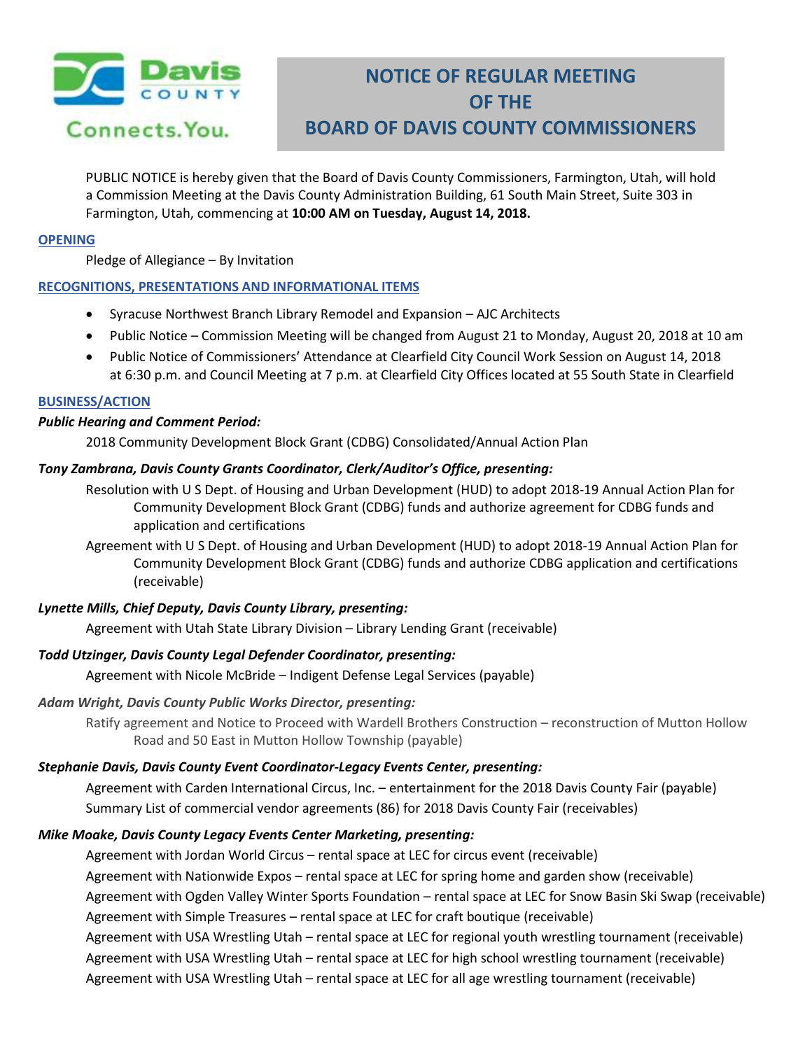Davis COUNTY Connects.You.

# NOTICE OF REGULAR MEETING OF THE BOARD OF DAVIS COUNTY COMMISSIONERS

PUBLIC NOTICE is hereby given that the Board of Davis County Commissioners, Farmington, Utah, will hold a Commission Meeting at the Davis County Administration Building, 61 South Main Street, Suite 303 in Farmington, Utah, commencing at **10:00 AM on Tuesday, August 14, 2018.**

## OPENING

Pledge of Allegiance – By Invitation

## RECOGNITIONS, PRESENTATIONS AND INFORMATIONAL ITEMS

- Syracuse Northwest Branch Library Remodel and Expansion – AJC Architects
- Public Notice – Commission Meeting will be changed from August 21 to Monday, August 20, 2018 at 10 am
- Public Notice of Commissioners' Attendance at Clearfield City Council Work Session on August 14, 2018 at 6:30 p.m. and Council Meeting at 7 p.m. at Clearfield City Offices located at 55 South State in Clearfield

## BUSINESS/ACTION

***Public Hearing and Comment Period:***

2018 Community Development Block Grant (CDBG) Consolidated/Annual Action Plan

***Tony Zambrana, Davis County Grants Coordinator, Clerk/Auditor's Office, presenting:***

Resolution with U S Dept. of Housing and Urban Development (HUD) to adopt 2018-19 Annual Action Plan for Community Development Block Grant (CDBG) funds and authorize agreement for CDBG funds and application and certifications

Agreement with U S Dept. of Housing and Urban Development (HUD) to adopt 2018-19 Annual Action Plan for Community Development Block Grant (CDBG) funds and authorize CDBG application and certifications (receivable)

***Lynette Mills, Chief Deputy, Davis County Library, presenting:***

Agreement with Utah State Library Division – Library Lending Grant (receivable)

***Todd Utzinger, Davis County Legal Defender Coordinator, presenting:***

Agreement with Nicole McBride – Indigent Defense Legal Services (payable)

***Adam Wright, Davis County Public Works Director, presenting:***

Ratify agreement and Notice to Proceed with Wardell Brothers Construction – reconstruction of Mutton Hollow Road and 50 East in Mutton Hollow Township (payable)

***Stephanie Davis, Davis County Event Coordinator-Legacy Events Center, presenting:***

Agreement with Carden International Circus, Inc. – entertainment for the 2018 Davis County Fair (payable)

Summary List of commercial vendor agreements (86) for 2018 Davis County Fair (receivables)

***Mike Moake, Davis County Legacy Events Center Marketing, presenting:***

Agreement with Jordan World Circus – rental space at LEC for circus event (receivable)

Agreement with Nationwide Expos – rental space at LEC for spring home and garden show (receivable)

Agreement with Ogden Valley Winter Sports Foundation – rental space at LEC for Snow Basin Ski Swap (receivable)

Agreement with Simple Treasures – rental space at LEC for craft boutique (receivable)

Agreement with USA Wrestling Utah – rental space at LEC for regional youth wrestling tournament (receivable)

Agreement with USA Wrestling Utah – rental space at LEC for high school wrestling tournament (receivable)

Agreement with USA Wrestling Utah – rental space at LEC for all age wrestling tournament (receivable)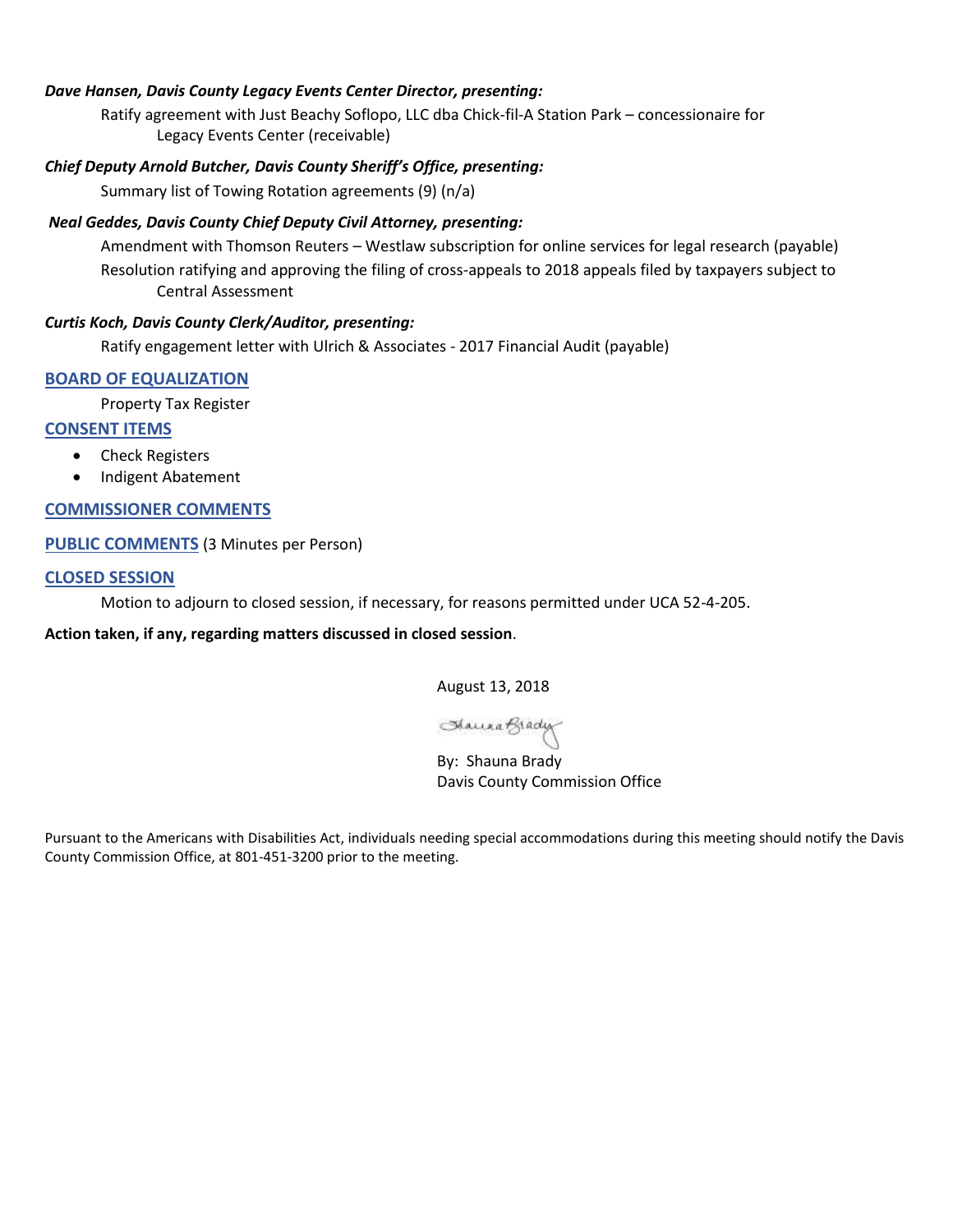***Dave Hansen, Davis County Legacy Events Center Director, presenting:***

Ratify agreement with Just Beachy Soflopo, LLC dba Chick-fil-A Station Park – concessionaire for Legacy Events Center (receivable)

***Chief Deputy Arnold Butcher, Davis County Sheriff's Office, presenting:***

Summary list of Towing Rotation agreements (9) (n/a)

***Neal Geddes, Davis County Chief Deputy Civil Attorney, presenting:***

Amendment with Thomson Reuters – Westlaw subscription for online services for legal research (payable)

Resolution ratifying and approving the filing of cross-appeals to 2018 appeals filed by taxpayers subject to Central Assessment

***Curtis Koch, Davis County Clerk/Auditor, presenting:***

Ratify engagement letter with Ulrich & Associates - 2017 Financial Audit (payable)

## BOARD OF EQUALIZATION

Property Tax Register

## CONSENT ITEMS

- Check Registers
- Indigent Abatement

## COMMISSIONER COMMENTS

## PUBLIC COMMENTS (3 Minutes per Person)

## CLOSED SESSION

Motion to adjourn to closed session, if necessary, for reasons permitted under UCA 52-4-205.

**Action taken, if any, regarding matters discussed in closed session**.

August 13, 2018

Shauna Brady

By: Shauna Brady
Davis County Commission Office

Pursuant to the Americans with Disabilities Act, individuals needing special accommodations during this meeting should notify the Davis County Commission Office, at 801-451-3200 prior to the meeting.